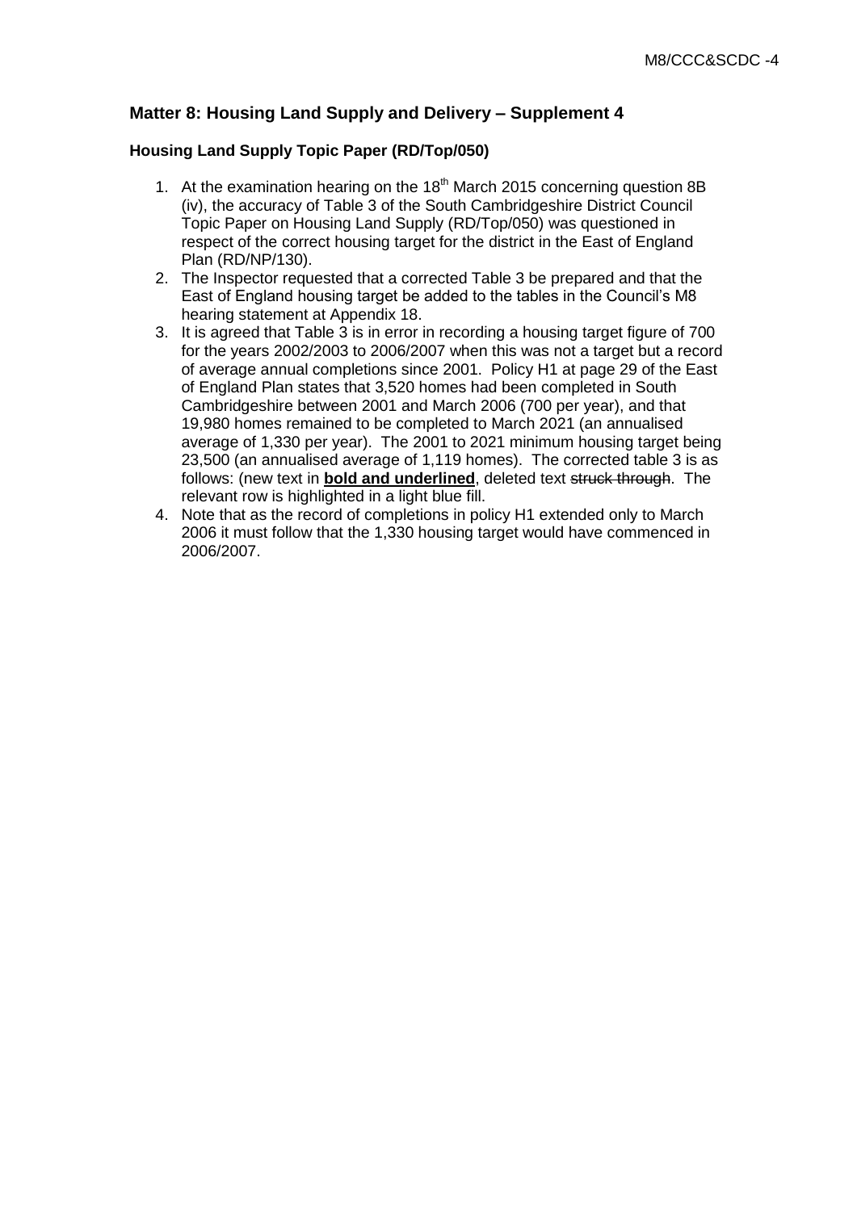## Matter 8: Housing Land Supply and Delivery – Supplement 4

### Housing Land Supply Topic Paper (RD/Top/050)

1. At the examination hearing on the 18th March 2015 concerning question 8B (iv), the accuracy of Table 3 of the South Cambridgeshire District Council Topic Paper on Housing Land Supply (RD/Top/050) was questioned in respect of the correct housing target for the district in the East of England Plan (RD/NP/130).
2. The Inspector requested that a corrected Table 3 be prepared and that the East of England housing target be added to the tables in the Council's M8 hearing statement at Appendix 18.
3. It is agreed that Table 3 is in error in recording a housing target figure of 700 for the years 2002/2003 to 2006/2007 when this was not a target but a record of average annual completions since 2001. Policy H1 at page 29 of the East of England Plan states that 3,520 homes had been completed in South Cambridgeshire between 2001 and March 2006 (700 per year), and that 19,980 homes remained to be completed to March 2021 (an annualised average of 1,330 per year). The 2001 to 2021 minimum housing target being 23,500 (an annualised average of 1,119 homes). The corrected table 3 is as follows: (new text in **<u>bold and underlined</u>**, deleted text ~~struck through~~. The relevant row is highlighted in a light blue fill.
4. Note that as the record of completions in policy H1 extended only to March 2006 it must follow that the 1,330 housing target would have commenced in 2006/2007.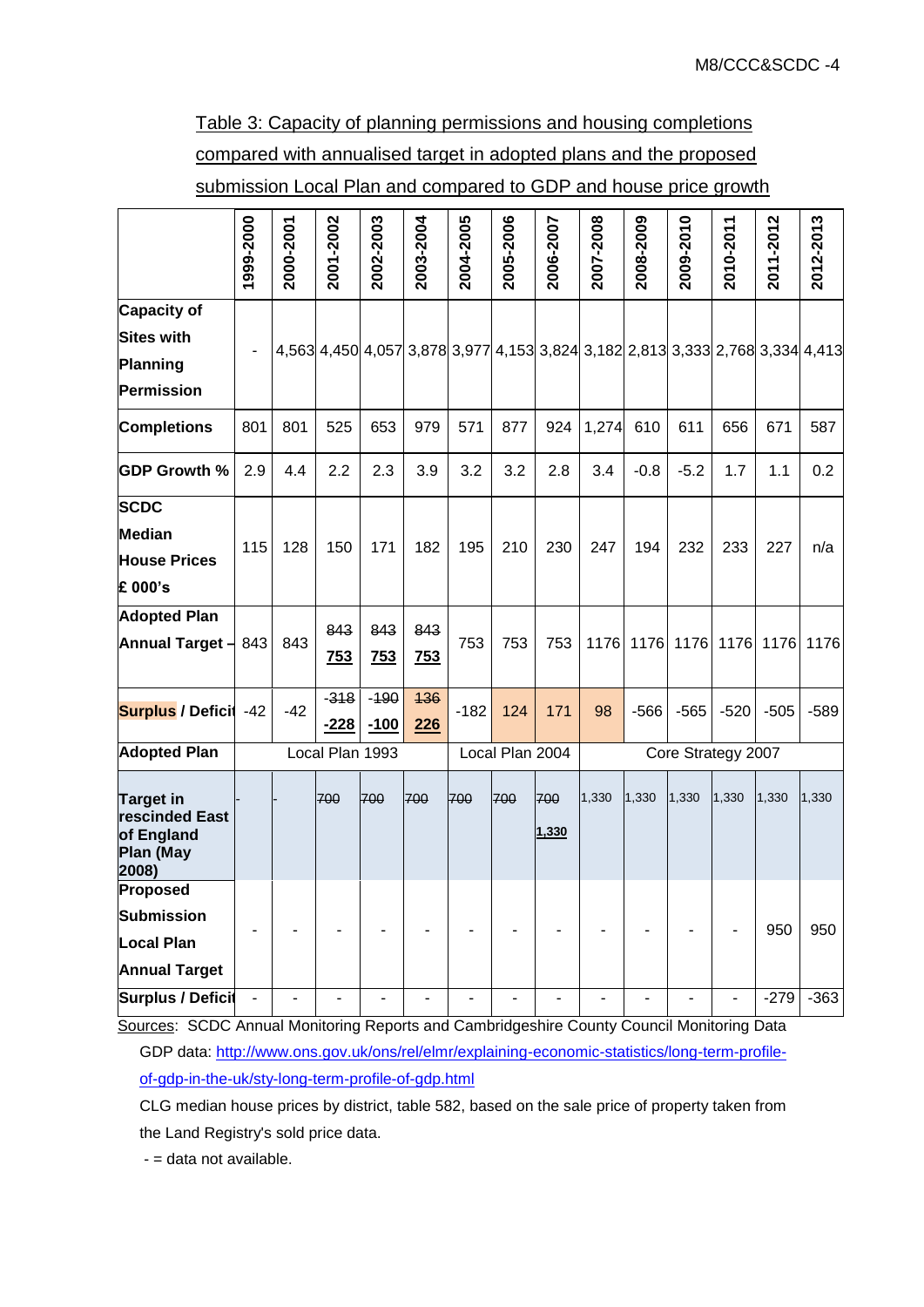Table 3: Capacity of planning permissions and housing completions compared with annualised target in adopted plans and the proposed submission Local Plan and compared to GDP and house price growth

| | 1999-2000 | 2000-2001 | 2001-2002 | 2002-2003 | 2003-2004 | 2004-2005 | 2005-2006 | 2006-2007 | 2007-2008 | 2008-2009 | 2009-2010 | 2010-2011 | 2011-2012 | 2012-2013 |
|---|---|---|---|---|---|---|---|---|---|---|---|---|---|---|
| **Capacity of Sites with Planning Permission** | - | 4,563 | 4,450 | 4,057 | 3,878 | 3,977 | 4,153 | 3,824 | 3,182 | 2,813 | 3,333 | 2,768 | 3,334 | 4,413 |
| **Completions** | 801 | 801 | 525 | 653 | 979 | 571 | 877 | 924 | 1,274 | 610 | 611 | 656 | 671 | 587 |
| **GDP Growth %** | 2.9 | 4.4 | 2.2 | 2.3 | 3.9 | 3.2 | 3.2 | 2.8 | 3.4 | -0.8 | -5.2 | 1.7 | 1.1 | 0.2 |
| **SCDC Median House Prices £ 000's** | 115 | 128 | 150 | 171 | 182 | 195 | 210 | 230 | 247 | 194 | 232 | 233 | 227 | n/a |
| **Adopted Plan Annual Target –** | 843 | 843 | ~~843~~ <u>**753**</u> | ~~843~~ <u>**753**</u> | ~~843~~ <u>**753**</u> | 753 | 753 | 753 | 1176 | 1176 | 1176 | 1176 | 1176 | 1176 |
| **Surplus / Deficit** | -42 | -42 | ~~-318~~ <u>**-228**</u> | ~~-190~~ <u>**-100**</u> | ~~136~~ <u>**226**</u> | -182 | 124 | 171 | 98 | -566 | -565 | -520 | -505 | -589 |
| **Adopted Plan** | Local Plan 1993 | | | | | Local Plan 2004 | | | Core Strategy 2007 | | | | | |
| **Target in rescinded East of England Plan (May 2008)** | - | - | ~~700~~ | ~~700~~ | ~~700~~ | ~~700~~ | ~~700~~ | ~~700~~ <u>**1,330**</u> | 1,330 | 1,330 | 1,330 | 1,330 | 1,330 | 1,330 |
| **Proposed Submission Local Plan Annual Target** | - | - | - | - | - | - | - | - | - | - | - | - | 950 | 950 |
| **Surplus / Deficit** | - | - | - | - | - | - | - | - | - | - | - | - | -279 | -363 |

Sources: SCDC Annual Monitoring Reports and Cambridgeshire County Council Monitoring Data

GDP data: http://www.ons.gov.uk/ons/rel/elmr/explaining-economic-statistics/long-term-profile-of-gdp-in-the-uk/sty-long-term-profile-of-gdp.html

CLG median house prices by district, table 582, based on the sale price of property taken from the Land Registry's sold price data.

\- = data not available.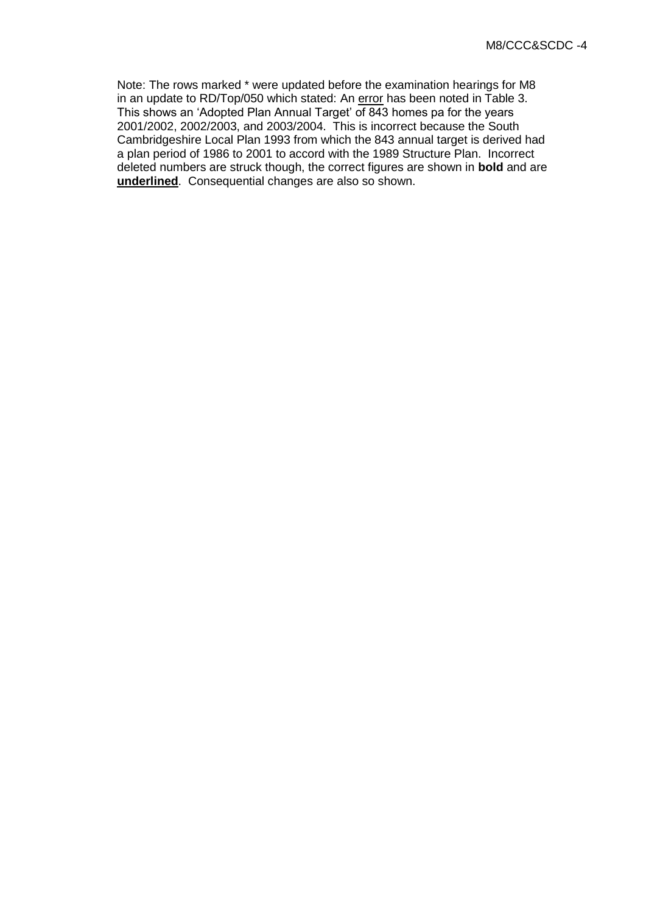Note: The rows marked * were updated before the examination hearings for M8 in an update to RD/Top/050 which stated: An <u>error</u> has been noted in Table 3. This shows an 'Adopted Plan Annual Target' of 843 homes pa for the years 2001/2002, 2002/2003, and 2003/2004. This is incorrect because the South Cambridgeshire Local Plan 1993 from which the 843 annual target is derived had a plan period of 1986 to 2001 to accord with the 1989 Structure Plan. Incorrect deleted numbers are struck though, the correct figures are shown in **bold** and are **<u>underlined</u>**. Consequential changes are also so shown.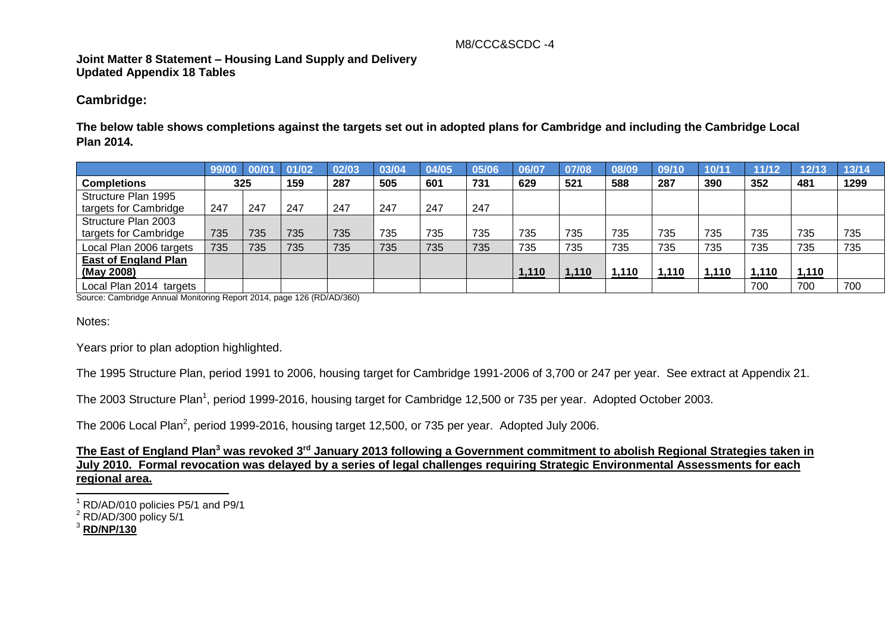M8/CCC&SCDC -4

**Joint Matter 8 Statement – Housing Land Supply and Delivery**
**Updated Appendix 18 Tables**

## Cambridge:

**The below table shows completions against the targets set out in adopted plans for Cambridge and including the Cambridge Local Plan 2014.**

| | 99/00 | 00/01 | 01/02 | 02/03 | 03/04 | 04/05 | 05/06 | 06/07 | 07/08 | 08/09 | 09/10 | 10/11 | 11/12 | 12/13 | 13/14 |
|---|---|---|---|---|---|---|---|---|---|---|---|---|---|---|---|
| **Completions** | **325** | | **159** | **287** | **505** | **601** | **731** | **629** | **521** | **588** | **287** | **390** | **352** | **481** | **1299** |
| Structure Plan 1995 targets for Cambridge | 247 | 247 | 247 | 247 | 247 | 247 | 247 | | | | | | | | |
| Structure Plan 2003 targets for Cambridge | 735 | 735 | 735 | 735 | 735 | 735 | 735 | 735 | 735 | 735 | 735 | 735 | 735 | 735 | 735 |
| Local Plan 2006 targets | 735 | 735 | 735 | 735 | 735 | 735 | 735 | 735 | 735 | 735 | 735 | 735 | 735 | 735 | 735 |
| **East of England Plan (May 2008)** | | | | | | | | **1,110** | **1,110** | **1,110** | **1,110** | **1,110** | **1,110** | **1,110** | |
| Local Plan 2014 targets | | | | | | | | | | | | | 700 | 700 | 700 |

Source: Cambridge Annual Monitoring Report 2014, page 126 (RD/AD/360)

Notes:

Years prior to plan adoption highlighted.

The 1995 Structure Plan, period 1991 to 2006, housing target for Cambridge 1991-2006 of 3,700 or 247 per year. See extract at Appendix 21.

The 2003 Structure Plan[1], period 1999-2016, housing target for Cambridge 12,500 or 735 per year. Adopted October 2003.

The 2006 Local Plan[2], period 1999-2016, housing target 12,500, or 735 per year. Adopted July 2006.

**The East of England Plan[3] was revoked 3rd January 2013 following a Government commitment to abolish Regional Strategies taken in July 2010. Formal revocation was delayed by a series of legal challenges requiring Strategic Environmental Assessments for each regional area.**

[1] RD/AD/010 policies P5/1 and P9/1

[2] RD/AD/300 policy 5/1

[3] **RD/NP/130**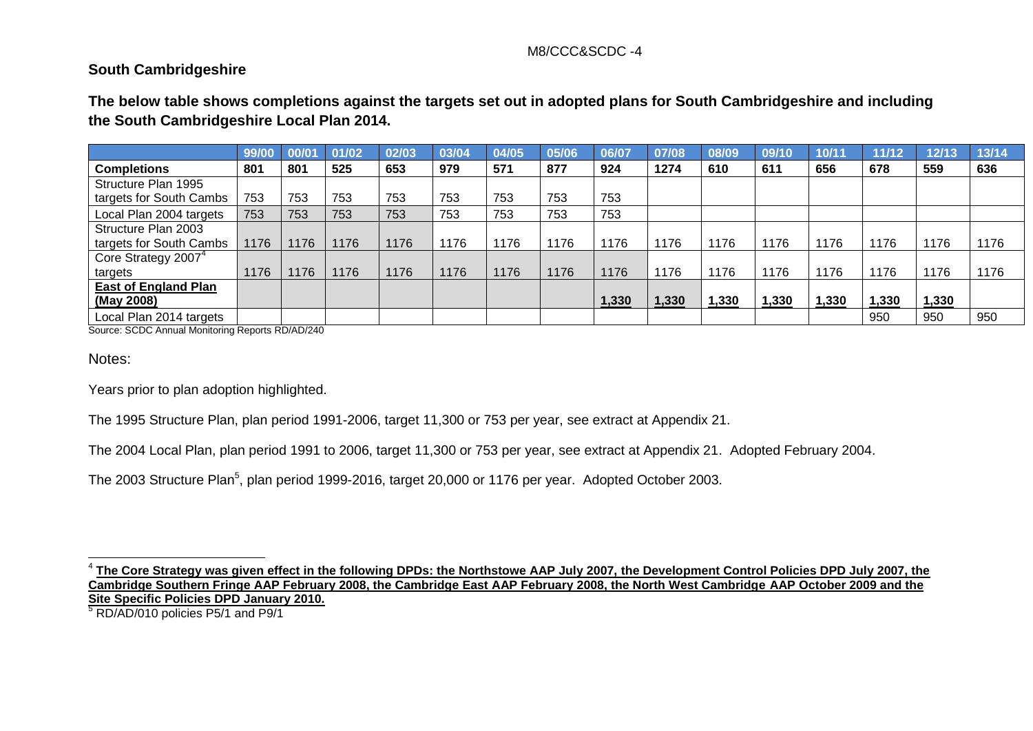M8/CCC&SCDC -4

## South Cambridgeshire

**The below table shows completions against the targets set out in adopted plans for South Cambridgeshire and including the South Cambridgeshire Local Plan 2014.**

| | 99/00 | 00/01 | 01/02 | 02/03 | 03/04 | 04/05 | 05/06 | 06/07 | 07/08 | 08/09 | 09/10 | 10/11 | 11/12 | 12/13 | 13/14 |
|---|---|---|---|---|---|---|---|---|---|---|---|---|---|---|---|
| **Completions** | **801** | **801** | **525** | **653** | **979** | **571** | **877** | **924** | **1274** | **610** | **611** | **656** | **678** | **559** | **636** |
| Structure Plan 1995 targets for South Cambs | 753 | 753 | 753 | 753 | 753 | 753 | 753 | 753 | | | | | | | |
| Local Plan 2004 targets | 753 | 753 | 753 | 753 | 753 | 753 | 753 | 753 | | | | | | | |
| Structure Plan 2003 targets for South Cambs | 1176 | 1176 | 1176 | 1176 | 1176 | 1176 | 1176 | 1176 | 1176 | 1176 | 1176 | 1176 | 1176 | 1176 | 1176 |
| Core Strategy 2007[4] targets | 1176 | 1176 | 1176 | 1176 | 1176 | 1176 | 1176 | 1176 | 1176 | 1176 | 1176 | 1176 | 1176 | 1176 | 1176 |
| **East of England Plan (May 2008)** | | | | | | | | **1,330** | **1,330** | **1,330** | **1,330** | **1,330** | **1,330** | **1,330** | |
| Local Plan 2014 targets | | | | | | | | | | | | | 950 | 950 | 950 |

Source: SCDC Annual Monitoring Reports RD/AD/240

Notes:

Years prior to plan adoption highlighted.

The 1995 Structure Plan, plan period 1991-2006, target 11,300 or 753 per year, see extract at Appendix 21.

The 2004 Local Plan, plan period 1991 to 2006, target 11,300 or 753 per year, see extract at Appendix 21. Adopted February 2004.

The 2003 Structure Plan[5], plan period 1999-2016, target 20,000 or 1176 per year. Adopted October 2003.

---

[4] **The Core Strategy was given effect in the following DPDs: the Northstowe AAP July 2007, the Development Control Policies DPD July 2007, the Cambridge Southern Fringe AAP February 2008, the Cambridge East AAP February 2008, the North West Cambridge AAP October 2009 and the Site Specific Policies DPD January 2010.**

[5] RD/AD/010 policies P5/1 and P9/1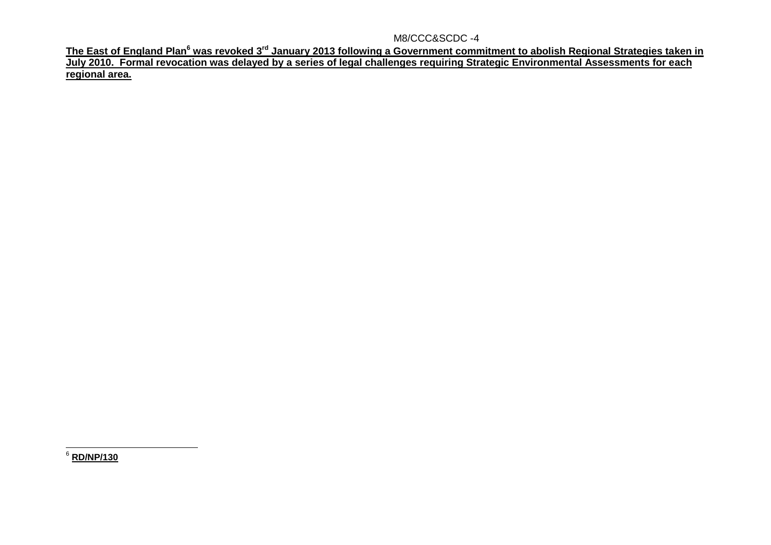**The East of England Plan[6] was revoked 3rd January 2013 following a Government commitment to abolish Regional Strategies taken in July 2010. Formal revocation was delayed by a series of legal challenges requiring Strategic Environmental Assessments for each regional area.**

---

[6] **RD/NP/130**